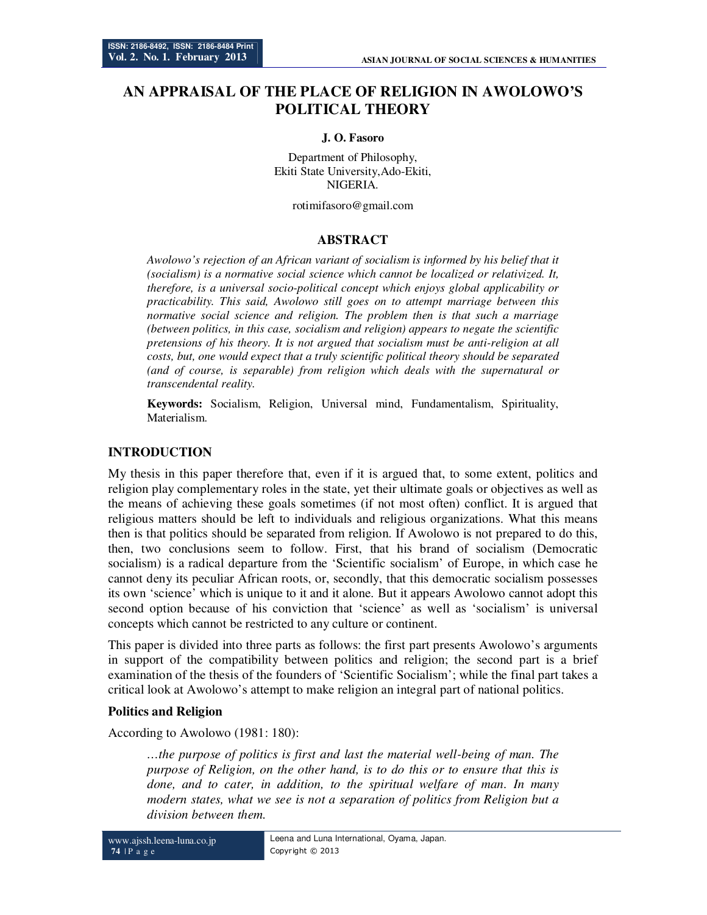# AN APPRAISAL OF THE PLACE OF RELIGION IN AWOLOWO'S POLITICAL THEORY

**J. O. Fasoro**

Department of Philosophy,
Ekiti State University, Ado-Ekiti,
NIGERIA.

rotimifasoro@gmail.com

## ABSTRACT

*Awolowo's rejection of an African variant of socialism is informed by his belief that it (socialism) is a normative social science which cannot be localized or relativized. It, therefore, is a universal socio-political concept which enjoys global applicability or practicability. This said, Awolowo still goes on to attempt marriage between this normative social science and religion. The problem then is that such a marriage (between politics, in this case, socialism and religion) appears to negate the scientific pretensions of his theory. It is not argued that socialism must be anti-religion at all costs, but, one would expect that a truly scientific political theory should be separated (and of course, is separable) from religion which deals with the supernatural or transcendental reality.*

**Keywords:** Socialism, Religion, Universal mind, Fundamentalism, Spirituality, Materialism.

## INTRODUCTION

My thesis in this paper therefore that, even if it is argued that, to some extent, politics and religion play complementary roles in the state, yet their ultimate goals or objectives as well as the means of achieving these goals sometimes (if not most often) conflict. It is argued that religious matters should be left to individuals and religious organizations. What this means then is that politics should be separated from religion. If Awolowo is not prepared to do this, then, two conclusions seem to follow. First, that his brand of socialism (Democratic socialism) is a radical departure from the 'Scientific socialism' of Europe, in which case he cannot deny its peculiar African roots, or, secondly, that this democratic socialism possesses its own 'science' which is unique to it and it alone. But it appears Awolowo cannot adopt this second option because of his conviction that 'science' as well as 'socialism' is universal concepts which cannot be restricted to any culture or continent.

This paper is divided into three parts as follows: the first part presents Awolowo's arguments in support of the compatibility between politics and religion; the second part is a brief examination of the thesis of the founders of 'Scientific Socialism'; while the final part takes a critical look at Awolowo's attempt to make religion an integral part of national politics.

### Politics and Religion

According to Awolowo (1981: 180):

> *…the purpose of politics is first and last the material well-being of man. The purpose of Religion, on the other hand, is to do this or to ensure that this is done, and to cater, in addition, to the spiritual welfare of man. In many modern states, what we see is not a separation of politics from Religion but a division between them.*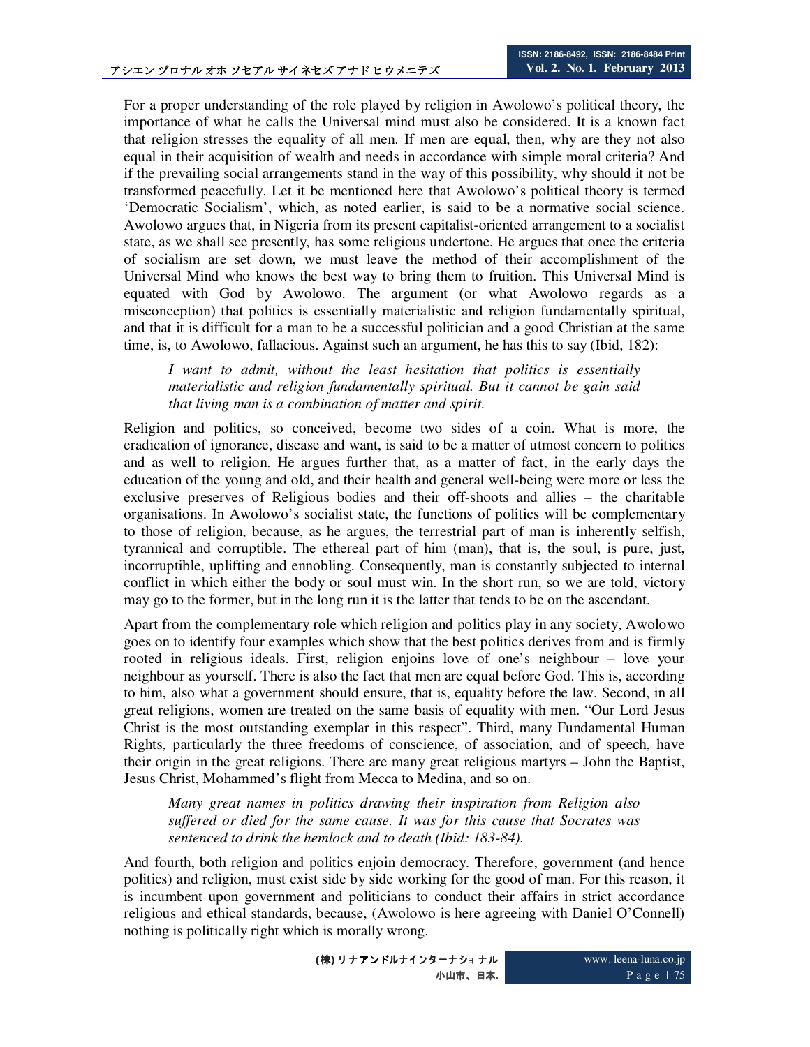For a proper understanding of the role played by religion in Awolowo's political theory, the importance of what he calls the Universal mind must also be considered. It is a known fact that religion stresses the equality of all men. If men are equal, then, why are they not also equal in their acquisition of wealth and needs in accordance with simple moral criteria? And if the prevailing social arrangements stand in the way of this possibility, why should it not be transformed peacefully. Let it be mentioned here that Awolowo's political theory is termed 'Democratic Socialism', which, as noted earlier, is said to be a normative social science. Awolowo argues that, in Nigeria from its present capitalist-oriented arrangement to a socialist state, as we shall see presently, has some religious undertone. He argues that once the criteria of socialism are set down, we must leave the method of their accomplishment of the Universal Mind who knows the best way to bring them to fruition. This Universal Mind is equated with God by Awolowo. The argument (or what Awolowo regards as a misconception) that politics is essentially materialistic and religion fundamentally spiritual, and that it is difficult for a man to be a successful politician and a good Christian at the same time, is, to Awolowo, fallacious. Against such an argument, he has this to say (Ibid, 182):

> *I want to admit, without the least hesitation that politics is essentially materialistic and religion fundamentally spiritual. But it cannot be gain said that living man is a combination of matter and spirit.*

Religion and politics, so conceived, become two sides of a coin. What is more, the eradication of ignorance, disease and want, is said to be a matter of utmost concern to politics and as well to religion. He argues further that, as a matter of fact, in the early days the education of the young and old, and their health and general well-being were more or less the exclusive preserves of Religious bodies and their off-shoots and allies – the charitable organisations. In Awolowo's socialist state, the functions of politics will be complementary to those of religion, because, as he argues, the terrestrial part of man is inherently selfish, tyrannical and corruptible. The ethereal part of him (man), that is, the soul, is pure, just, incorruptible, uplifting and ennobling. Consequently, man is constantly subjected to internal conflict in which either the body or soul must win. In the short run, so we are told, victory may go to the former, but in the long run it is the latter that tends to be on the ascendant.

Apart from the complementary role which religion and politics play in any society, Awolowo goes on to identify four examples which show that the best politics derives from and is firmly rooted in religious ideals. First, religion enjoins love of one's neighbour – love your neighbour as yourself. There is also the fact that men are equal before God. This is, according to him, also what a government should ensure, that is, equality before the law. Second, in all great religions, women are treated on the same basis of equality with men. "Our Lord Jesus Christ is the most outstanding exemplar in this respect". Third, many Fundamental Human Rights, particularly the three freedoms of conscience, of association, and of speech, have their origin in the great religions. There are many great religious martyrs – John the Baptist, Jesus Christ, Mohammed's flight from Mecca to Medina, and so on.

> *Many great names in politics drawing their inspiration from Religion also suffered or died for the same cause. It was for this cause that Socrates was sentenced to drink the hemlock and to death (Ibid: 183-84).*

And fourth, both religion and politics enjoin democracy. Therefore, government (and hence politics) and religion, must exist side by side working for the good of man. For this reason, it is incumbent upon government and politicians to conduct their affairs in strict accordance religious and ethical standards, because, (Awolowo is here agreeing with Daniel O'Connell) nothing is politically right which is morally wrong.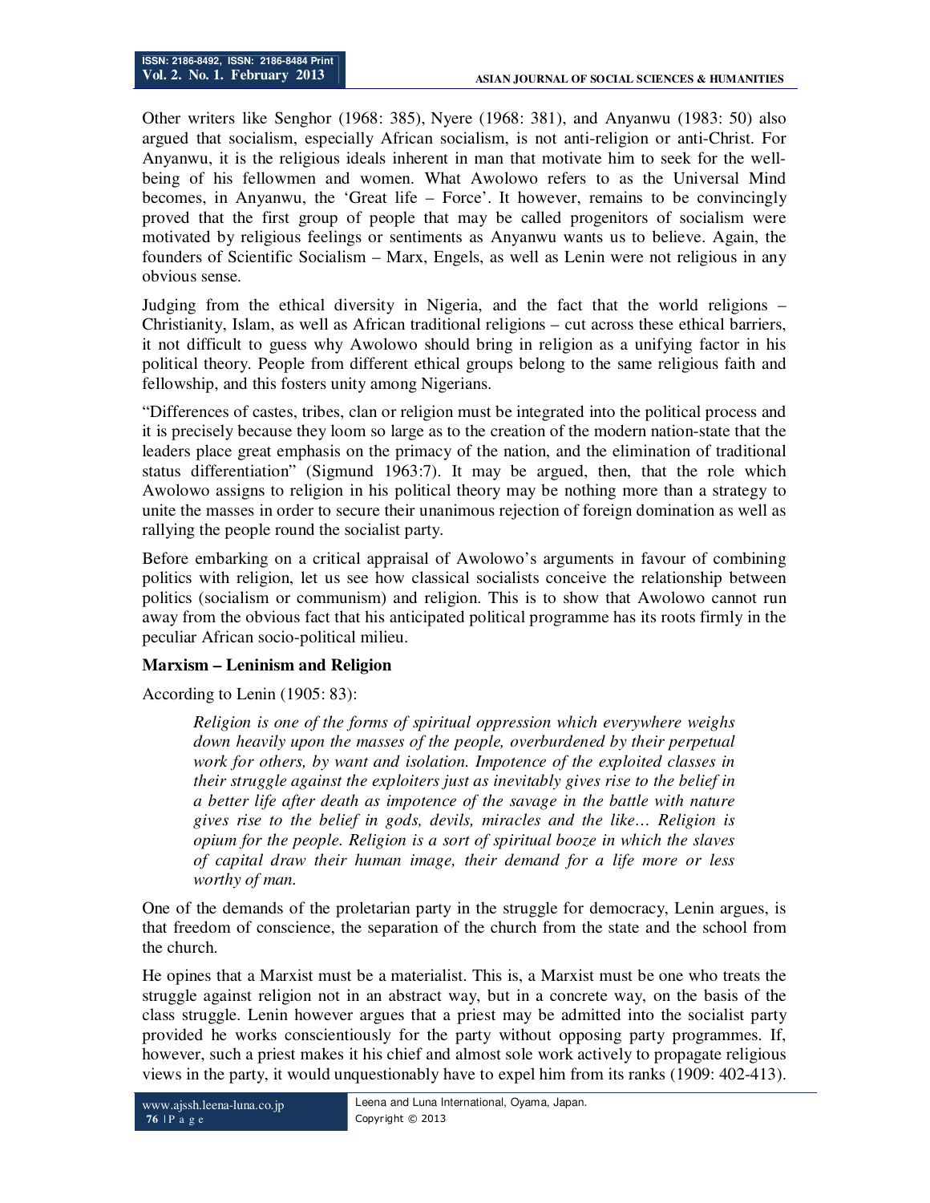Other writers like Senghor (1968: 385), Nyere (1968: 381), and Anyanwu (1983: 50) also argued that socialism, especially African socialism, is not anti-religion or anti-Christ. For Anyanwu, it is the religious ideals inherent in man that motivate him to seek for the well-being of his fellowmen and women. What Awolowo refers to as the Universal Mind becomes, in Anyanwu, the 'Great life – Force'. It however, remains to be convincingly proved that the first group of people that may be called progenitors of socialism were motivated by religious feelings or sentiments as Anyanwu wants us to believe. Again, the founders of Scientific Socialism – Marx, Engels, as well as Lenin were not religious in any obvious sense.

Judging from the ethical diversity in Nigeria, and the fact that the world religions – Christianity, Islam, as well as African traditional religions – cut across these ethical barriers, it not difficult to guess why Awolowo should bring in religion as a unifying factor in his political theory. People from different ethical groups belong to the same religious faith and fellowship, and this fosters unity among Nigerians.

"Differences of castes, tribes, clan or religion must be integrated into the political process and it is precisely because they loom so large as to the creation of the modern nation-state that the leaders place great emphasis on the primacy of the nation, and the elimination of traditional status differentiation" (Sigmund 1963:7). It may be argued, then, that the role which Awolowo assigns to religion in his political theory may be nothing more than a strategy to unite the masses in order to secure their unanimous rejection of foreign domination as well as rallying the people round the socialist party.

Before embarking on a critical appraisal of Awolowo's arguments in favour of combining politics with religion, let us see how classical socialists conceive the relationship between politics (socialism or communism) and religion. This is to show that Awolowo cannot run away from the obvious fact that his anticipated political programme has its roots firmly in the peculiar African socio-political milieu.

**Marxism – Leninism and Religion**

According to Lenin (1905: 83):

> *Religion is one of the forms of spiritual oppression which everywhere weighs down heavily upon the masses of the people, overburdened by their perpetual work for others, by want and isolation. Impotence of the exploited classes in their struggle against the exploiters just as inevitably gives rise to the belief in a better life after death as impotence of the savage in the battle with nature gives rise to the belief in gods, devils, miracles and the like… Religion is opium for the people. Religion is a sort of spiritual booze in which the slaves of capital draw their human image, their demand for a life more or less worthy of man.*

One of the demands of the proletarian party in the struggle for democracy, Lenin argues, is that freedom of conscience, the separation of the church from the state and the school from the church.

He opines that a Marxist must be a materialist. This is, a Marxist must be one who treats the struggle against religion not in an abstract way, but in a concrete way, on the basis of the class struggle. Lenin however argues that a priest may be admitted into the socialist party provided he works conscientiously for the party without opposing party programmes. If, however, such a priest makes it his chief and almost sole work actively to propagate religious views in the party, it would unquestionably have to expel him from its ranks (1909: 402-413).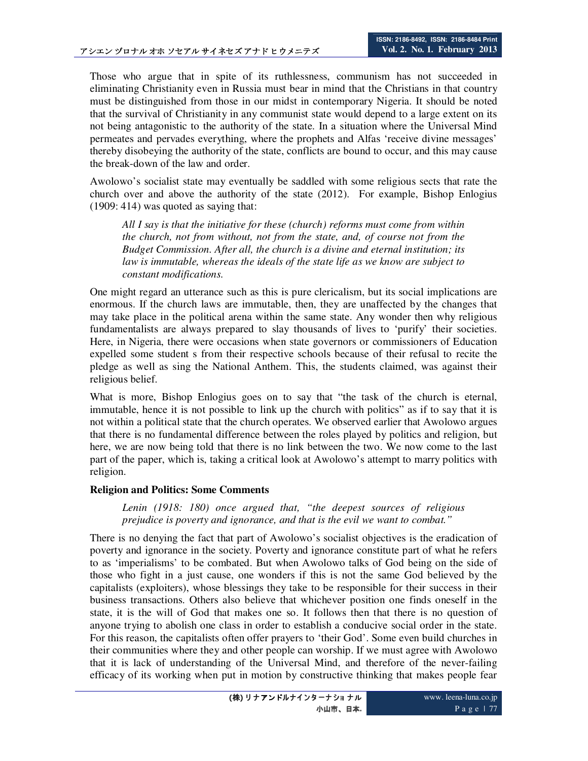Those who argue that in spite of its ruthlessness, communism has not succeeded in eliminating Christianity even in Russia must bear in mind that the Christians in that country must be distinguished from those in our midst in contemporary Nigeria. It should be noted that the survival of Christianity in any communist state would depend to a large extent on its not being antagonistic to the authority of the state. In a situation where the Universal Mind permeates and pervades everything, where the prophets and Alfas 'receive divine messages' thereby disobeying the authority of the state, conflicts are bound to occur, and this may cause the break-down of the law and order.

Awolowo's socialist state may eventually be saddled with some religious sects that rate the church over and above the authority of the state (2012). For example, Bishop Enlogius (1909: 414) was quoted as saying that:

> *All I say is that the initiative for these (church) reforms must come from within the church, not from without, not from the state, and, of course not from the Budget Commission. After all, the church is a divine and eternal institution; its law is immutable, whereas the ideals of the state life as we know are subject to constant modifications.*

One might regard an utterance such as this is pure clericalism, but its social implications are enormous. If the church laws are immutable, then, they are unaffected by the changes that may take place in the political arena within the same state. Any wonder then why religious fundamentalists are always prepared to slay thousands of lives to 'purify' their societies. Here, in Nigeria, there were occasions when state governors or commissioners of Education expelled some student s from their respective schools because of their refusal to recite the pledge as well as sing the National Anthem. This, the students claimed, was against their religious belief.

What is more, Bishop Enlogius goes on to say that "the task of the church is eternal, immutable, hence it is not possible to link up the church with politics" as if to say that it is not within a political state that the church operates. We observed earlier that Awolowo argues that there is no fundamental difference between the roles played by politics and religion, but here, we are now being told that there is no link between the two. We now come to the last part of the paper, which is, taking a critical look at Awolowo's attempt to marry politics with religion.

**Religion and Politics: Some Comments**

> *Lenin (1918: 180) once argued that, "the deepest sources of religious prejudice is poverty and ignorance, and that is the evil we want to combat."*

There is no denying the fact that part of Awolowo's socialist objectives is the eradication of poverty and ignorance in the society. Poverty and ignorance constitute part of what he refers to as 'imperialisms' to be combated. But when Awolowo talks of God being on the side of those who fight in a just cause, one wonders if this is not the same God believed by the capitalists (exploiters), whose blessings they take to be responsible for their success in their business transactions. Others also believe that whichever position one finds oneself in the state, it is the will of God that makes one so. It follows then that there is no question of anyone trying to abolish one class in order to establish a conducive social order in the state. For this reason, the capitalists often offer prayers to 'their God'. Some even build churches in their communities where they and other people can worship. If we must agree with Awolowo that it is lack of understanding of the Universal Mind, and therefore of the never-failing efficacy of its working when put in motion by constructive thinking that makes people fear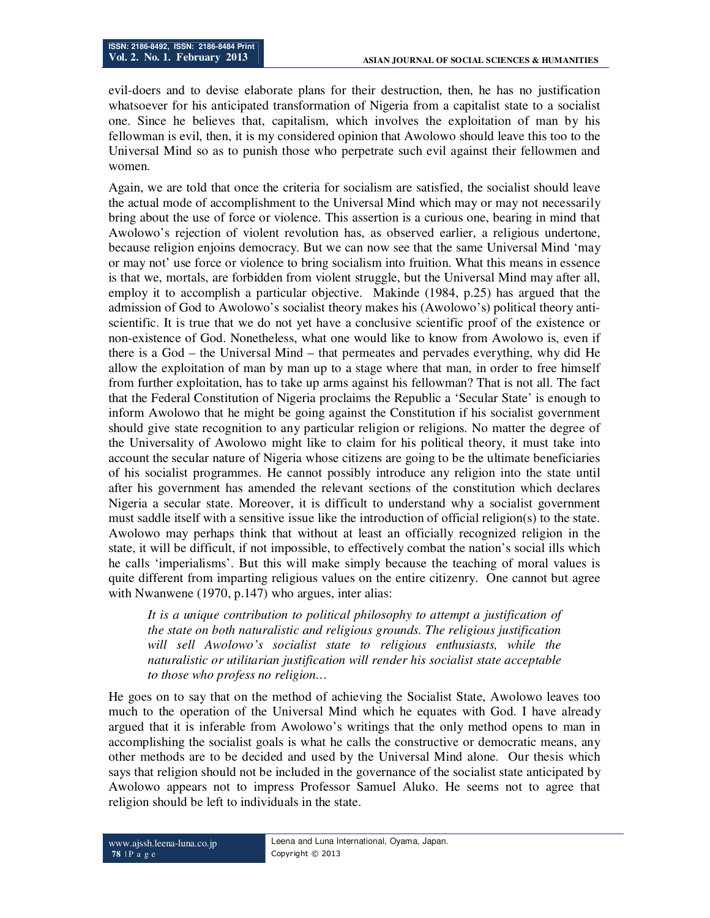evil-doers and to devise elaborate plans for their destruction, then, he has no justification whatsoever for his anticipated transformation of Nigeria from a capitalist state to a socialist one. Since he believes that, capitalism, which involves the exploitation of man by his fellowman is evil, then, it is my considered opinion that Awolowo should leave this too to the Universal Mind so as to punish those who perpetrate such evil against their fellowmen and women.

Again, we are told that once the criteria for socialism are satisfied, the socialist should leave the actual mode of accomplishment to the Universal Mind which may or may not necessarily bring about the use of force or violence. This assertion is a curious one, bearing in mind that Awolowo's rejection of violent revolution has, as observed earlier, a religious undertone, because religion enjoins democracy. But we can now see that the same Universal Mind 'may or may not' use force or violence to bring socialism into fruition. What this means in essence is that we, mortals, are forbidden from violent struggle, but the Universal Mind may after all, employ it to accomplish a particular objective. Makinde (1984, p.25) has argued that the admission of God to Awolowo's socialist theory makes his (Awolowo's) political theory anti-scientific. It is true that we do not yet have a conclusive scientific proof of the existence or non-existence of God. Nonetheless, what one would like to know from Awolowo is, even if there is a God – the Universal Mind – that permeates and pervades everything, why did He allow the exploitation of man by man up to a stage where that man, in order to free himself from further exploitation, has to take up arms against his fellowman? That is not all. The fact that the Federal Constitution of Nigeria proclaims the Republic a 'Secular State' is enough to inform Awolowo that he might be going against the Constitution if his socialist government should give state recognition to any particular religion or religions. No matter the degree of the Universality of Awolowo might like to claim for his political theory, it must take into account the secular nature of Nigeria whose citizens are going to be the ultimate beneficiaries of his socialist programmes. He cannot possibly introduce any religion into the state until after his government has amended the relevant sections of the constitution which declares Nigeria a secular state. Moreover, it is difficult to understand why a socialist government must saddle itself with a sensitive issue like the introduction of official religion(s) to the state. Awolowo may perhaps think that without at least an officially recognized religion in the state, it will be difficult, if not impossible, to effectively combat the nation's social ills which he calls 'imperialisms'. But this will make simply because the teaching of moral values is quite different from imparting religious values on the entire citizenry. One cannot but agree with Nwanwene (1970, p.147) who argues, inter alias:

> *It is a unique contribution to political philosophy to attempt a justification of the state on both naturalistic and religious grounds. The religious justification will sell Awolowo's socialist state to religious enthusiasts, while the naturalistic or utilitarian justification will render his socialist state acceptable to those who profess no religion…*

He goes on to say that on the method of achieving the Socialist State, Awolowo leaves too much to the operation of the Universal Mind which he equates with God. I have already argued that it is inferable from Awolowo's writings that the only method opens to man in accomplishing the socialist goals is what he calls the constructive or democratic means, any other methods are to be decided and used by the Universal Mind alone. Our thesis which says that religion should not be included in the governance of the socialist state anticipated by Awolowo appears not to impress Professor Samuel Aluko. He seems not to agree that religion should be left to individuals in the state.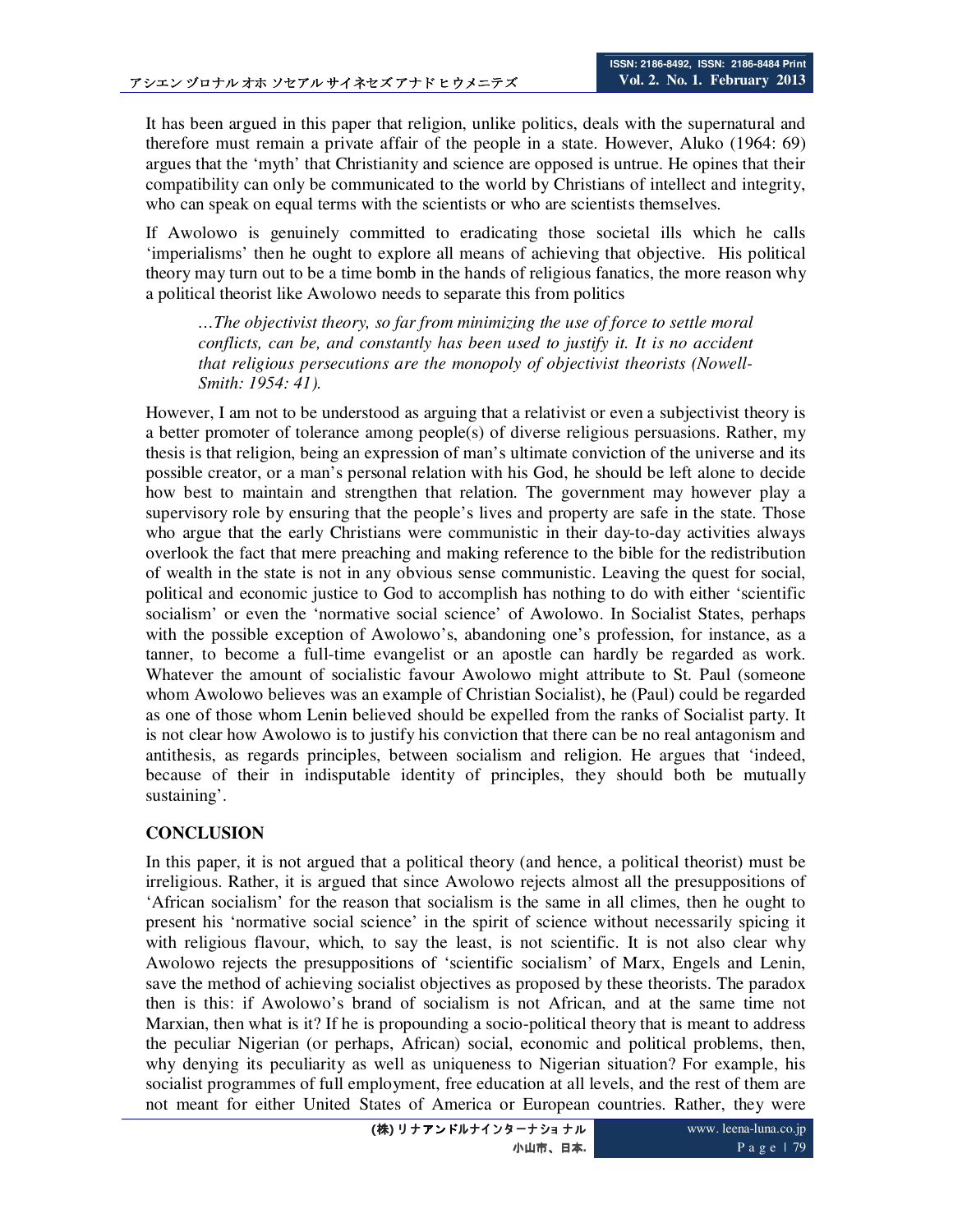It has been argued in this paper that religion, unlike politics, deals with the supernatural and therefore must remain a private affair of the people in a state. However, Aluko (1964: 69) argues that the 'myth' that Christianity and science are opposed is untrue. He opines that their compatibility can only be communicated to the world by Christians of intellect and integrity, who can speak on equal terms with the scientists or who are scientists themselves.

If Awolowo is genuinely committed to eradicating those societal ills which he calls 'imperialisms' then he ought to explore all means of achieving that objective. His political theory may turn out to be a time bomb in the hands of religious fanatics, the more reason why a political theorist like Awolowo needs to separate this from politics

> *…The objectivist theory, so far from minimizing the use of force to settle moral conflicts, can be, and constantly has been used to justify it. It is no accident that religious persecutions are the monopoly of objectivist theorists (Nowell-Smith: 1954: 41).*

However, I am not to be understood as arguing that a relativist or even a subjectivist theory is a better promoter of tolerance among people(s) of diverse religious persuasions. Rather, my thesis is that religion, being an expression of man's ultimate conviction of the universe and its possible creator, or a man's personal relation with his God, he should be left alone to decide how best to maintain and strengthen that relation. The government may however play a supervisory role by ensuring that the people's lives and property are safe in the state. Those who argue that the early Christians were communistic in their day-to-day activities always overlook the fact that mere preaching and making reference to the bible for the redistribution of wealth in the state is not in any obvious sense communistic. Leaving the quest for social, political and economic justice to God to accomplish has nothing to do with either 'scientific socialism' or even the 'normative social science' of Awolowo. In Socialist States, perhaps with the possible exception of Awolowo's, abandoning one's profession, for instance, as a tanner, to become a full-time evangelist or an apostle can hardly be regarded as work. Whatever the amount of socialistic favour Awolowo might attribute to St. Paul (someone whom Awolowo believes was an example of Christian Socialist), he (Paul) could be regarded as one of those whom Lenin believed should be expelled from the ranks of Socialist party. It is not clear how Awolowo is to justify his conviction that there can be no real antagonism and antithesis, as regards principles, between socialism and religion. He argues that 'indeed, because of their in indisputable identity of principles, they should both be mutually sustaining'.

## CONCLUSION

In this paper, it is not argued that a political theory (and hence, a political theorist) must be irreligious. Rather, it is argued that since Awolowo rejects almost all the presuppositions of 'African socialism' for the reason that socialism is the same in all climes, then he ought to present his 'normative social science' in the spirit of science without necessarily spicing it with religious flavour, which, to say the least, is not scientific. It is not also clear why Awolowo rejects the presuppositions of 'scientific socialism' of Marx, Engels and Lenin, save the method of achieving socialist objectives as proposed by these theorists. The paradox then is this: if Awolowo's brand of socialism is not African, and at the same time not Marxian, then what is it? If he is propounding a socio-political theory that is meant to address the peculiar Nigerian (or perhaps, African) social, economic and political problems, then, why denying its peculiarity as well as uniqueness to Nigerian situation? For example, his socialist programmes of full employment, free education at all levels, and the rest of them are not meant for either United States of America or European countries. Rather, they were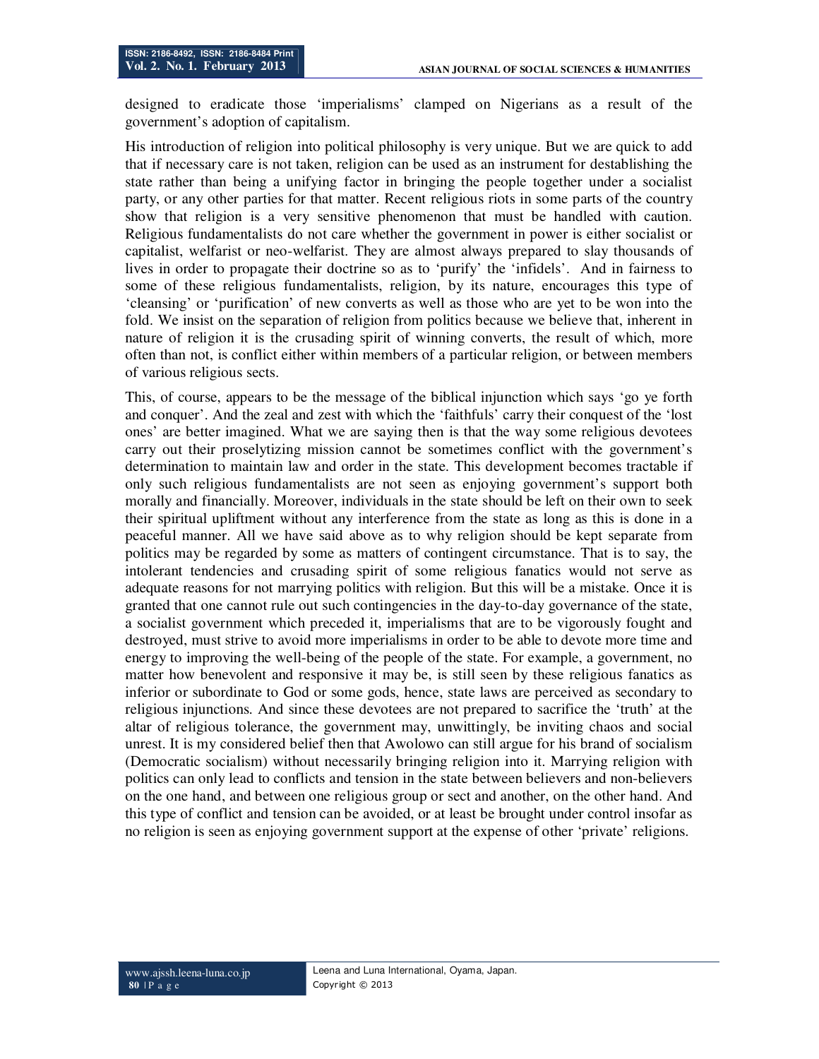designed to eradicate those 'imperialisms' clamped on Nigerians as a result of the government's adoption of capitalism.

His introduction of religion into political philosophy is very unique. But we are quick to add that if necessary care is not taken, religion can be used as an instrument for destablishing the state rather than being a unifying factor in bringing the people together under a socialist party, or any other parties for that matter. Recent religious riots in some parts of the country show that religion is a very sensitive phenomenon that must be handled with caution. Religious fundamentalists do not care whether the government in power is either socialist or capitalist, welfarist or neo-welfarist. They are almost always prepared to slay thousands of lives in order to propagate their doctrine so as to 'purify' the 'infidels'. And in fairness to some of these religious fundamentalists, religion, by its nature, encourages this type of 'cleansing' or 'purification' of new converts as well as those who are yet to be won into the fold. We insist on the separation of religion from politics because we believe that, inherent in nature of religion it is the crusading spirit of winning converts, the result of which, more often than not, is conflict either within members of a particular religion, or between members of various religious sects.

This, of course, appears to be the message of the biblical injunction which says 'go ye forth and conquer'. And the zeal and zest with which the 'faithfuls' carry their conquest of the 'lost ones' are better imagined. What we are saying then is that the way some religious devotees carry out their proselytizing mission cannot be sometimes conflict with the government's determination to maintain law and order in the state. This development becomes tractable if only such religious fundamentalists are not seen as enjoying government's support both morally and financially. Moreover, individuals in the state should be left on their own to seek their spiritual upliftment without any interference from the state as long as this is done in a peaceful manner. All we have said above as to why religion should be kept separate from politics may be regarded by some as matters of contingent circumstance. That is to say, the intolerant tendencies and crusading spirit of some religious fanatics would not serve as adequate reasons for not marrying politics with religion. But this will be a mistake. Once it is granted that one cannot rule out such contingencies in the day-to-day governance of the state, a socialist government which preceded it, imperialisms that are to be vigorously fought and destroyed, must strive to avoid more imperialisms in order to be able to devote more time and energy to improving the well-being of the people of the state. For example, a government, no matter how benevolent and responsive it may be, is still seen by these religious fanatics as inferior or subordinate to God or some gods, hence, state laws are perceived as secondary to religious injunctions. And since these devotees are not prepared to sacrifice the 'truth' at the altar of religious tolerance, the government may, unwittingly, be inviting chaos and social unrest. It is my considered belief then that Awolowo can still argue for his brand of socialism (Democratic socialism) without necessarily bringing religion into it. Marrying religion with politics can only lead to conflicts and tension in the state between believers and non-believers on the one hand, and between one religious group or sect and another, on the other hand. And this type of conflict and tension can be avoided, or at least be brought under control insofar as no religion is seen as enjoying government support at the expense of other 'private' religions.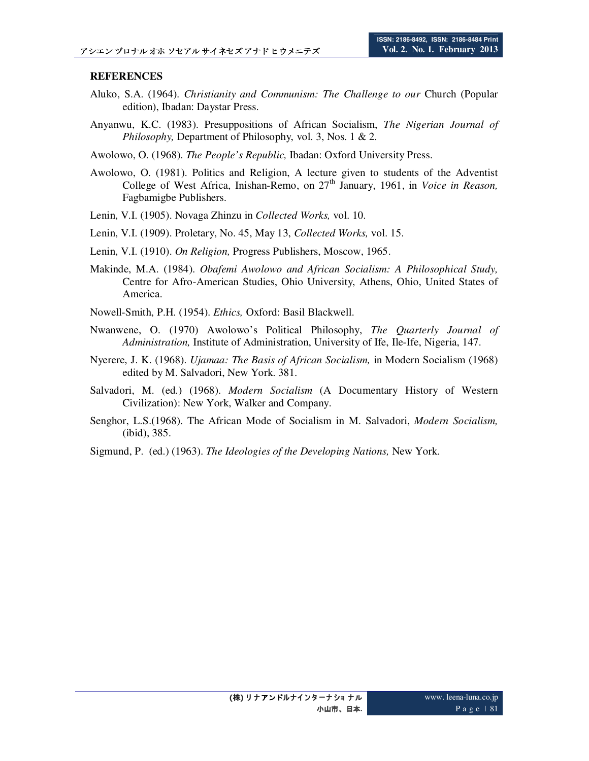## REFERENCES

Aluko, S.A. (1964). *Christianity and Communism: The Challenge to our* Church (Popular edition), Ibadan: Daystar Press.

Anyanwu, K.C. (1983). Presuppositions of African Socialism, *The Nigerian Journal of Philosophy,* Department of Philosophy, vol. 3, Nos. 1 & 2.

Awolowo, O. (1968). *The People's Republic,* Ibadan: Oxford University Press.

Awolowo, O. (1981). Politics and Religion, A lecture given to students of the Adventist College of West Africa, Inishan-Remo, on 27th January, 1961, in *Voice in Reason,* Fagbamigbe Publishers.

Lenin, V.I. (1905). Novaga Zhinzu in *Collected Works,* vol. 10.

Lenin, V.I. (1909). Proletary, No. 45, May 13, *Collected Works,* vol. 15.

Lenin, V.I. (1910). *On Religion,* Progress Publishers, Moscow, 1965.

Makinde, M.A. (1984). *Obafemi Awolowo and African Socialism: A Philosophical Study,* Centre for Afro-American Studies, Ohio University, Athens, Ohio, United States of America.

Nowell-Smith, P.H. (1954). *Ethics,* Oxford: Basil Blackwell.

Nwanwene, O. (1970) Awolowo's Political Philosophy, *The Quarterly Journal of Administration,* Institute of Administration, University of Ife, Ile-Ife, Nigeria, 147.

Nyerere, J. K. (1968). *Ujamaa: The Basis of African Socialism,* in Modern Socialism (1968) edited by M. Salvadori, New York. 381.

Salvadori, M. (ed.) (1968). *Modern Socialism* (A Documentary History of Western Civilization): New York, Walker and Company.

Senghor, L.S.(1968). The African Mode of Socialism in M. Salvadori, *Modern Socialism,* (ibid), 385.

Sigmund, P. (ed.) (1963). *The Ideologies of the Developing Nations,* New York.